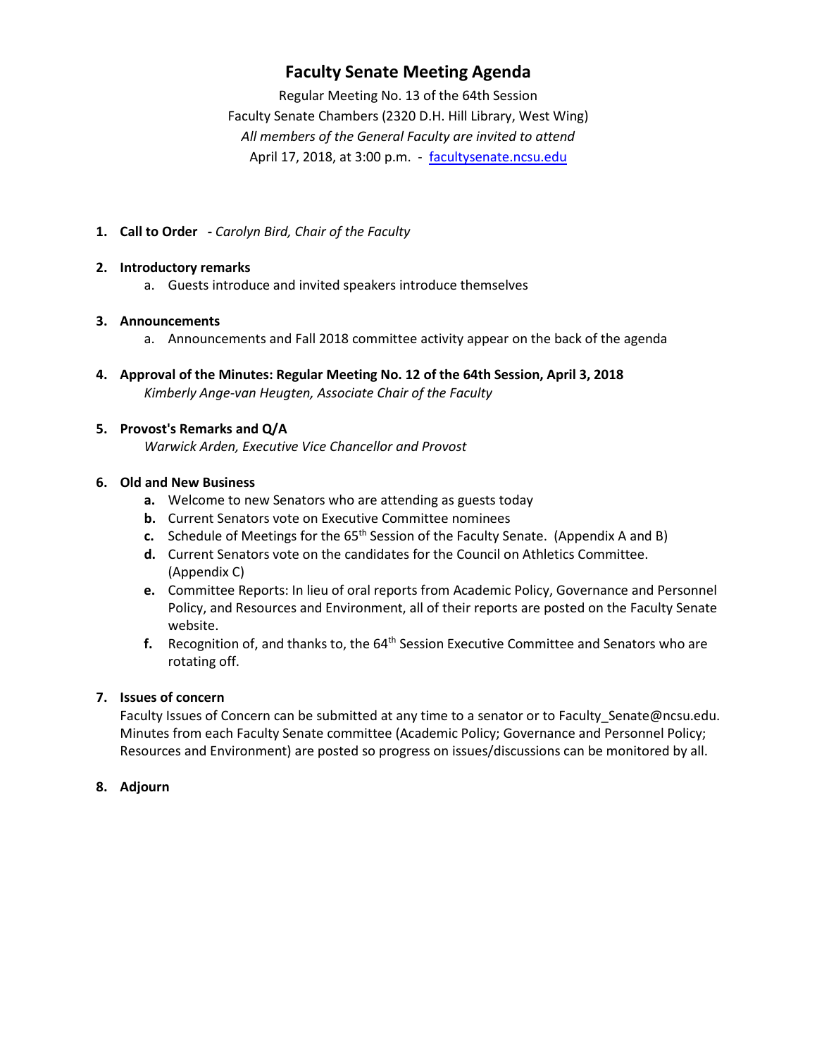# Faculty Senate Meeting Agenda

Regular Meeting No. 13 of the 64th Session
Faculty Senate Chambers (2320 D.H. Hill Library, West Wing)
*All members of the General Faculty are invited to attend*
April 17, 2018, at 3:00 p.m. - facultysenate.ncsu.edu

1. **Call to Order** **-** *Carolyn Bird, Chair of the Faculty*

2. **Introductory remarks**
   a. Guests introduce and invited speakers introduce themselves

3. **Announcements**
   a. Announcements and Fall 2018 committee activity appear on the back of the agenda

4. **Approval of the Minutes: Regular Meeting No. 12 of the 64th Session, April 3, 2018**
   *Kimberly Ange-van Heugten, Associate Chair of the Faculty*

5. **Provost's Remarks and Q/A**
   *Warwick Arden, Executive Vice Chancellor and Provost*

6. **Old and New Business**
   **a.** Welcome to new Senators who are attending as guests today
   **b.** Current Senators vote on Executive Committee nominees
   **c.** Schedule of Meetings for the 65th Session of the Faculty Senate. (Appendix A and B)
   **d.** Current Senators vote on the candidates for the Council on Athletics Committee. (Appendix C)
   **e.** Committee Reports: In lieu of oral reports from Academic Policy, Governance and Personnel Policy, and Resources and Environment, all of their reports are posted on the Faculty Senate website.
   **f.** Recognition of, and thanks to, the 64th Session Executive Committee and Senators who are rotating off.

7. **Issues of concern**
   Faculty Issues of Concern can be submitted at any time to a senator or to Faculty_Senate@ncsu.edu. Minutes from each Faculty Senate committee (Academic Policy; Governance and Personnel Policy; Resources and Environment) are posted so progress on issues/discussions can be monitored by all.

8. **Adjourn**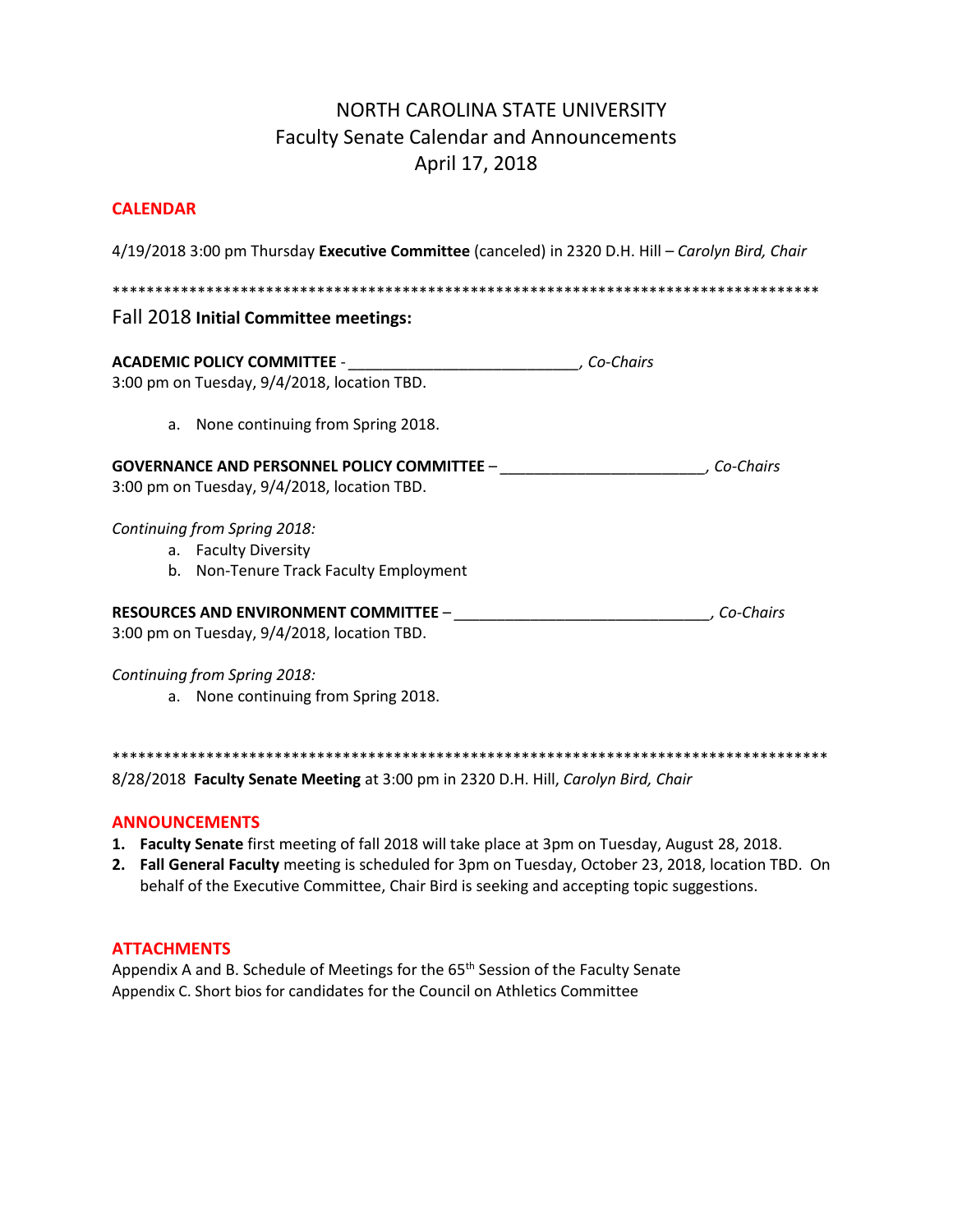# NORTH CAROLINA STATE UNIVERSITY
## Faculty Senate Calendar and Announcements
## April 17, 2018

### CALENDAR

4/19/2018 3:00 pm Thursday **Executive Committee** (canceled) in 2320 D.H. Hill – *Carolyn Bird, Chair*

**************************************************************************************

Fall 2018 **Initial Committee meetings:**

**ACADEMIC POLICY COMMITTEE** - ___________________________, *Co-Chairs*
3:00 pm on Tuesday, 9/4/2018, location TBD.

a. None continuing from Spring 2018.

**GOVERNANCE AND PERSONNEL POLICY COMMITTEE** – ________________________, *Co-Chairs*
3:00 pm on Tuesday, 9/4/2018, location TBD.

*Continuing from Spring 2018:*

a. Faculty Diversity
b. Non-Tenure Track Faculty Employment

**RESOURCES AND ENVIRONMENT COMMITTEE** – ______________________________, *Co-Chairs*
3:00 pm on Tuesday, 9/4/2018, location TBD.

*Continuing from Spring 2018:*

a. None continuing from Spring 2018.

**************************************************************************************

8/28/2018 **Faculty Senate Meeting** at 3:00 pm in 2320 D.H. Hill, *Carolyn Bird, Chair*

### ANNOUNCEMENTS

1. **Faculty Senate** first meeting of fall 2018 will take place at 3pm on Tuesday, August 28, 2018.
2. **Fall General Faculty** meeting is scheduled for 3pm on Tuesday, October 23, 2018, location TBD. On behalf of the Executive Committee, Chair Bird is seeking and accepting topic suggestions.

### ATTACHMENTS

Appendix A and B. Schedule of Meetings for the 65th Session of the Faculty Senate
Appendix C. Short bios for candidates for the Council on Athletics Committee